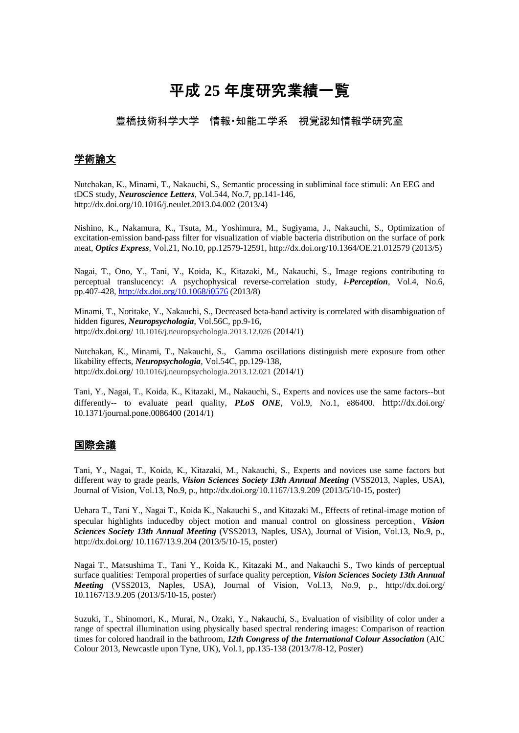# 平成 25 年度研究業績一覧

豊橋技術科学大学　情報・知能工学系　視覚認知情報学研究室

## 学術論文

Nutchakan, K., Minami, T., Nakauchi, S., Semantic processing in subliminal face stimuli: An EEG and tDCS study, ***Neuroscience Letters***, Vol.544, No.7, pp.141-146, http://dx.doi.org/10.1016/j.neulet.2013.04.002 (2013/4)

Nishino, K., Nakamura, K., Tsuta, M., Yoshimura, M., Sugiyama, J., Nakauchi, S., Optimization of excitation-emission band-pass filter for visualization of viable bacteria distribution on the surface of pork meat, ***Optics Express***, Vol.21, No.10, pp.12579-12591, http://dx.doi.org/10.1364/OE.21.012579 (2013/5)

Nagai, T., Ono, Y., Tani, Y., Koida, K., Kitazaki, M., Nakauchi, S., Image regions contributing to perceptual translucency: A psychophysical reverse-correlation study, ***i-Perception***, Vol.4, No.6, pp.407-428, http://dx.doi.org/10.1068/i0576 (2013/8)

Minami, T., Noritake, Y., Nakauchi, S., Decreased beta-band activity is correlated with disambiguation of hidden figures, ***Neuropsychologia***, Vol.56C, pp.9-16, http://dx.doi.org/ 10.1016/j.neuropsychologia.2013.12.026 (2014/1)

Nutchakan, K., Minami, T., Nakauchi, S., Gamma oscillations distinguish mere exposure from other likability effects, ***Neuropsychologia***, Vol.54C, pp.129-138, http://dx.doi.org/ 10.1016/j.neuropsychologia.2013.12.021 (2014/1)

Tani, Y., Nagai, T., Koida, K., Kitazaki, M., Nakauchi, S., Experts and novices use the same factors--but differently-- to evaluate pearl quality, ***PLoS ONE***, Vol.9, No.1, e86400. http://dx.doi.org/ 10.1371/journal.pone.0086400 (2014/1)

## 国際会議

Tani, Y., Nagai, T., Koida, K., Kitazaki, M., Nakauchi, S., Experts and novices use same factors but different way to grade pearls, ***Vision Sciences Society 13th Annual Meeting*** (VSS2013, Naples, USA), Journal of Vision, Vol.13, No.9, p., http://dx.doi.org/10.1167/13.9.209 (2013/5/10-15, poster)

Uehara T., Tani Y., Nagai T., Koida K., Nakauchi S., and Kitazaki M., Effects of retinal-image motion of specular highlights inducedby object motion and manual control on glossiness perception、***Vision Sciences Society 13th Annual Meeting*** (VSS2013, Naples, USA), Journal of Vision, Vol.13, No.9, p., http://dx.doi.org/ 10.1167/13.9.204 (2013/5/10-15, poster)

Nagai T., Matsushima T., Tani Y., Koida K., Kitazaki M., and Nakauchi S., Two kinds of perceptual surface qualities: Temporal properties of surface quality perception, ***Vision Sciences Society 13th Annual Meeting*** (VSS2013, Naples, USA), Journal of Vision, Vol.13, No.9, p., http://dx.doi.org/ 10.1167/13.9.205 (2013/5/10-15, poster)

Suzuki, T., Shinomori, K., Murai, N., Ozaki, Y., Nakauchi, S., Evaluation of visibility of color under a range of spectral illumination using physically based spectral rendering images: Comparison of reaction times for colored handrail in the bathroom, ***12th Congress of the International Colour Association*** (AIC Colour 2013, Newcastle upon Tyne, UK), Vol.1, pp.135-138 (2013/7/8-12, Poster)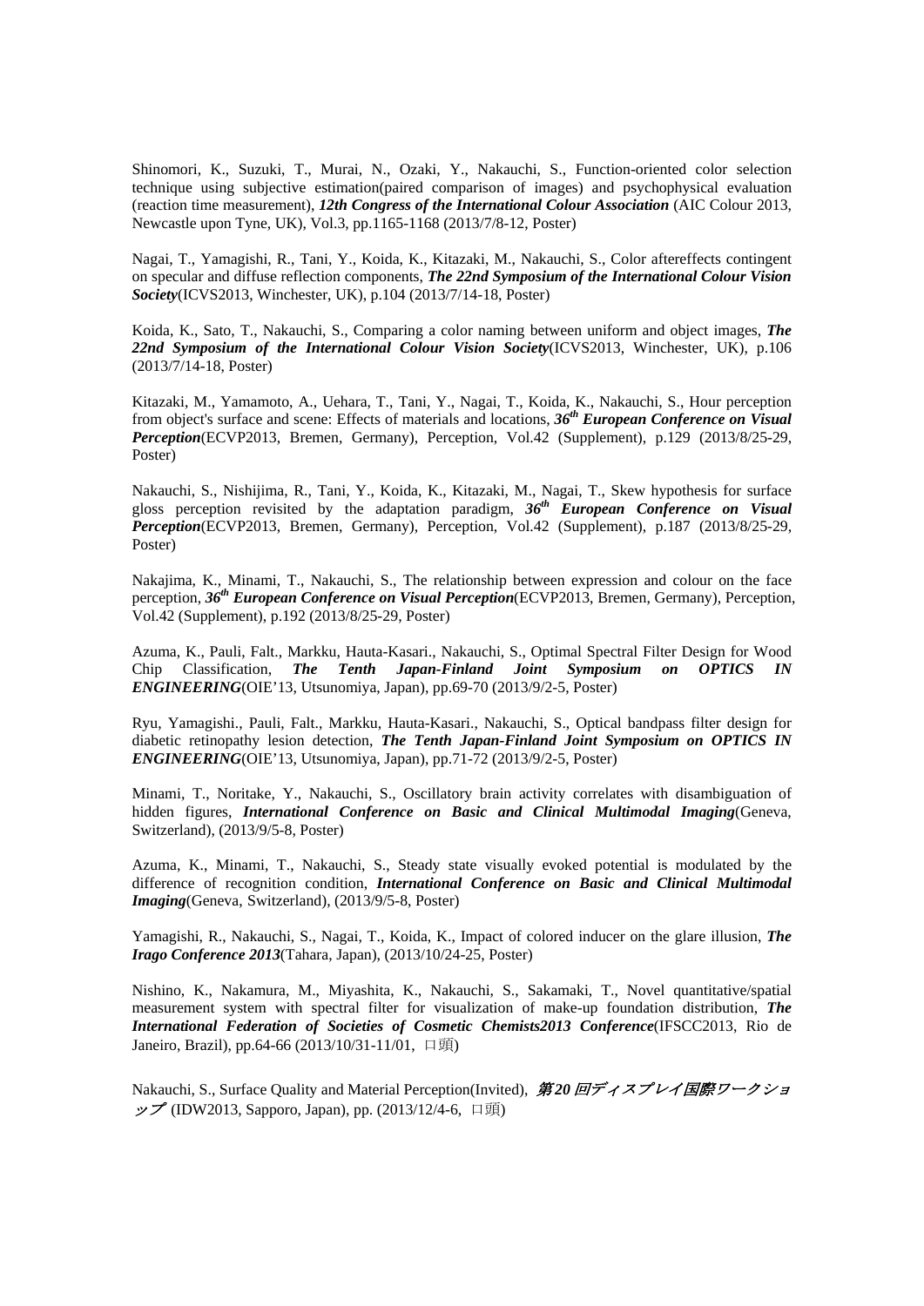Shinomori, K., Suzuki, T., Murai, N., Ozaki, Y., Nakauchi, S., Function-oriented color selection technique using subjective estimation(paired comparison of images) and psychophysical evaluation (reaction time measurement), ***12th Congress of the International Colour Association*** (AIC Colour 2013, Newcastle upon Tyne, UK), Vol.3, pp.1165-1168 (2013/7/8-12, Poster)

Nagai, T., Yamagishi, R., Tani, Y., Koida, K., Kitazaki, M., Nakauchi, S., Color aftereffects contingent on specular and diffuse reflection components, ***The 22nd Symposium of the International Colour Vision Society***(ICVS2013, Winchester, UK), p.104 (2013/7/14-18, Poster)

Koida, K., Sato, T., Nakauchi, S., Comparing a color naming between uniform and object images, ***The 22nd Symposium of the International Colour Vision Society***(ICVS2013, Winchester, UK), p.106 (2013/7/14-18, Poster)

Kitazaki, M., Yamamoto, A., Uehara, T., Tani, Y., Nagai, T., Koida, K., Nakauchi, S., Hour perception from object's surface and scene: Effects of materials and locations, ***36th European Conference on Visual Perception***(ECVP2013, Bremen, Germany), Perception, Vol.42 (Supplement), p.129 (2013/8/25-29, Poster)

Nakauchi, S., Nishijima, R., Tani, Y., Koida, K., Kitazaki, M., Nagai, T., Skew hypothesis for surface gloss perception revisited by the adaptation paradigm, ***36th European Conference on Visual Perception***(ECVP2013, Bremen, Germany), Perception, Vol.42 (Supplement), p.187 (2013/8/25-29, Poster)

Nakajima, K., Minami, T., Nakauchi, S., The relationship between expression and colour on the face perception, ***36th European Conference on Visual Perception***(ECVP2013, Bremen, Germany), Perception, Vol.42 (Supplement), p.192 (2013/8/25-29, Poster)

Azuma, K., Pauli, Falt., Markku, Hauta-Kasari., Nakauchi, S., Optimal Spectral Filter Design for Wood Chip Classification, ***The Tenth Japan-Finland Joint Symposium on OPTICS IN ENGINEERING***(OIE'13, Utsunomiya, Japan), pp.69-70 (2013/9/2-5, Poster)

Ryu, Yamagishi., Pauli, Falt., Markku, Hauta-Kasari., Nakauchi, S., Optical bandpass filter design for diabetic retinopathy lesion detection, ***The Tenth Japan-Finland Joint Symposium on OPTICS IN ENGINEERING***(OIE'13, Utsunomiya, Japan), pp.71-72 (2013/9/2-5, Poster)

Minami, T., Noritake, Y., Nakauchi, S., Oscillatory brain activity correlates with disambiguation of hidden figures, ***International Conference on Basic and Clinical Multimodal Imaging***(Geneva, Switzerland), (2013/9/5-8, Poster)

Azuma, K., Minami, T., Nakauchi, S., Steady state visually evoked potential is modulated by the difference of recognition condition, ***International Conference on Basic and Clinical Multimodal Imaging***(Geneva, Switzerland), (2013/9/5-8, Poster)

Yamagishi, R., Nakauchi, S., Nagai, T., Koida, K., Impact of colored inducer on the glare illusion, ***The Irago Conference 2013***(Tahara, Japan), (2013/10/24-25, Poster)

Nishino, K., Nakamura, M., Miyashita, K., Nakauchi, S., Sakamaki, T., Novel quantitative/spatial measurement system with spectral filter for visualization of make-up foundation distribution, ***The International Federation of Societies of Cosmetic Chemists2013 Conference***(IFSCC2013, Rio de Janeiro, Brazil), pp.64-66 (2013/10/31-11/01, 口頭)

Nakauchi, S., Surface Quality and Material Perception(Invited), ***第20回ディスプレイ国際ワークショップ*** (IDW2013, Sapporo, Japan), pp. (2013/12/4-6, 口頭)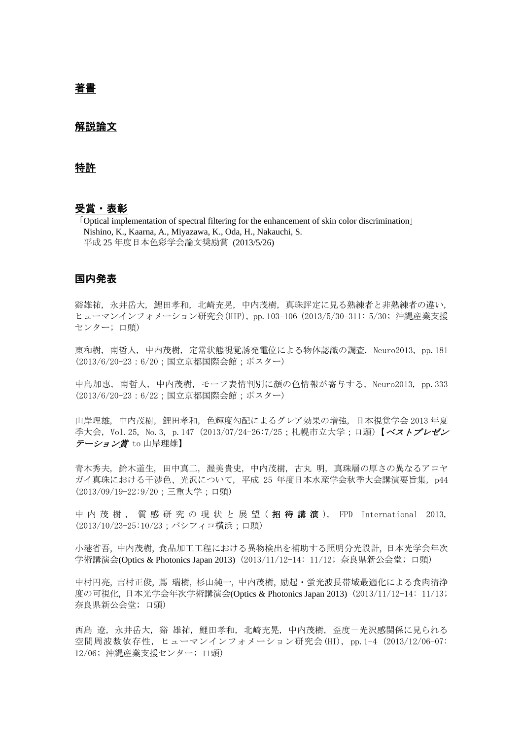## 著書

## 解説論文

## 特許

## 受賞・表彰

「Optical implementation of spectral filtering for the enhancement of skin color discrimination」
Nishino, K., Kaarna, A., Miyazawa, K., Oda, H., Nakauchi, S.
平成 25 年度日本色彩学会論文奨励賞 (2013/5/26)

## 国内発表

谿雄祐，永井岳大，鯉田孝和，北崎充晃，中内茂樹，真珠評定に見る熟練者と非熟練者の違い，ヒューマンインフォメーション研究会(HIP)，pp.103-106（2013/5/30-311: 5/30；沖縄産業支援センター；口頭）

東和樹，南哲人，中内茂樹，定常状態視覚誘発電位による物体認識の調査，Neuro2013，pp.181（2013/6/20-23：6/20；国立京都国際会館；ポスター）

中島加惠，南哲人，中内茂樹，モーフ表情判別に顔の色情報が寄与する，Neuro2013，pp.333（2013/6/20-23：6/22；国立京都国際会館；ポスター）

山岸理雄，中内茂樹，鯉田孝和，色輝度勾配によるグレア効果の増強，日本視覚学会 2013 年夏季大会，Vol.25，No.3，p.147（2013/07/24-26:7/25；札幌市立大学；口頭）【*ベストプレゼンテーション賞* to 山岸理雄】

青木秀夫，鈴木道生，田中真二，渥美貴史，中内茂樹，古丸 明，真珠層の厚さの異なるアコヤガイ真珠における干渉色、光沢について，平成 25 年度日本水産学会秋季大会講演要旨集，p44（2013/09/19-22:9/20；三重大学；口頭）

中内茂樹，質感研究の現状と展望（**招待講演**），FPD International 2013,（2013/10/23-25:10/23；パシフィコ横浜；口頭）

小港省吾，中内茂樹，食品加工工程における異物検出を補助する照明分光設計，日本光学会年次学術講演会(Optics & Photonics Japan 2013)（2013/11/12-14: 11/12；奈良県新公会堂；口頭）

中村円亮，吉村正俊，蔦 瑞樹，杉山純一，中内茂樹，励起・蛍光波長帯域最適化による食肉清浄度の可視化，日本光学会年次学術講演会(Optics & Photonics Japan 2013)（2013/11/12-14: 11/13；奈良県新公会堂；口頭）

西島 遼，永井岳大，谿 雄祐，鯉田孝和，北崎充晃，中内茂樹，歪度－光沢感関係に見られる空間周波数依存性，ヒューマンインフォメーション研究会(HI)，pp.1-4（2013/12/06-07: 12/06；沖縄産業支援センター；口頭）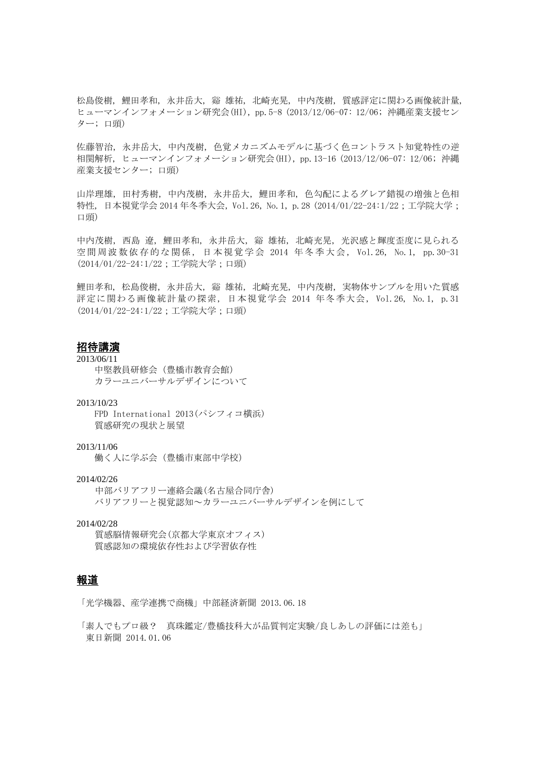松島俊樹, 鯉田孝和, 永井岳大, 谿 雄祐, 北崎充晃, 中内茂樹, 質感評定に関わる画像統計量, ヒューマンインフォメーション研究会(HI), pp.5-8 (2013/12/06-07: 12/06; 沖縄産業支援センター; 口頭)

佐藤智治, 永井岳大, 中内茂樹, 色覚メカニズムモデルに基づく色コントラスト知覚特性の逆相関解析, ヒューマンインフォメーション研究会(HI), pp.13-16 (2013/12/06-07: 12/06; 沖縄産業支援センター; 口頭)

山岸理雄, 田村秀樹, 中内茂樹, 永井岳大, 鯉田孝和, 色勾配によるグレア錯視の増強と色相特性, 日本視覚学会2014年冬季大会, Vol.26, No.1, p.28 (2014/01/22-24:1/22 ; 工学院大学 ; 口頭)

中内茂樹, 西島 遼, 鯉田孝和, 永井岳大, 谿 雄祐, 北崎充晃, 光沢感と輝度歪度に見られる空間周波数依存的な関係, 日本視覚学会 2014 年冬季大会, Vol.26, No.1, pp.30-31 (2014/01/22-24:1/22 ; 工学院大学 ; 口頭)

鯉田孝和, 松島俊樹, 永井岳大, 谿 雄祐, 北崎充晃, 中内茂樹, 実物体サンプルを用いた質感評定に関わる画像統計量の探索, 日本視覚学会 2014 年冬季大会, Vol.26, No.1, p.31 (2014/01/22-24:1/22 ; 工学院大学 ; 口頭)

## 招待講演

2013/06/11
中堅教員研修会（豊橋市教育会館）
カラーユニバーサルデザインについて

2013/10/23
FPD International 2013(パシフィコ横浜)
質感研究の現状と展望

2013/11/06
働く人に学ぶ会（豊橋市東部中学校）

2014/02/26
中部バリアフリー連絡会議(名古屋合同庁舎)
バリアフリーと視覚認知～カラーユニバーサルデザインを例にして

2014/02/28
質感脳情報研究会(京都大学東京オフィス)
質感認知の環境依存性および学習依存性

## 報道

「光学機器、産学連携で商機」中部経済新聞 2013.06.18

「素人でもプロ級？　真珠鑑定/豊橋技科大が品質判定実験/良しあしの評価には差も」
東日新聞 2014.01.06